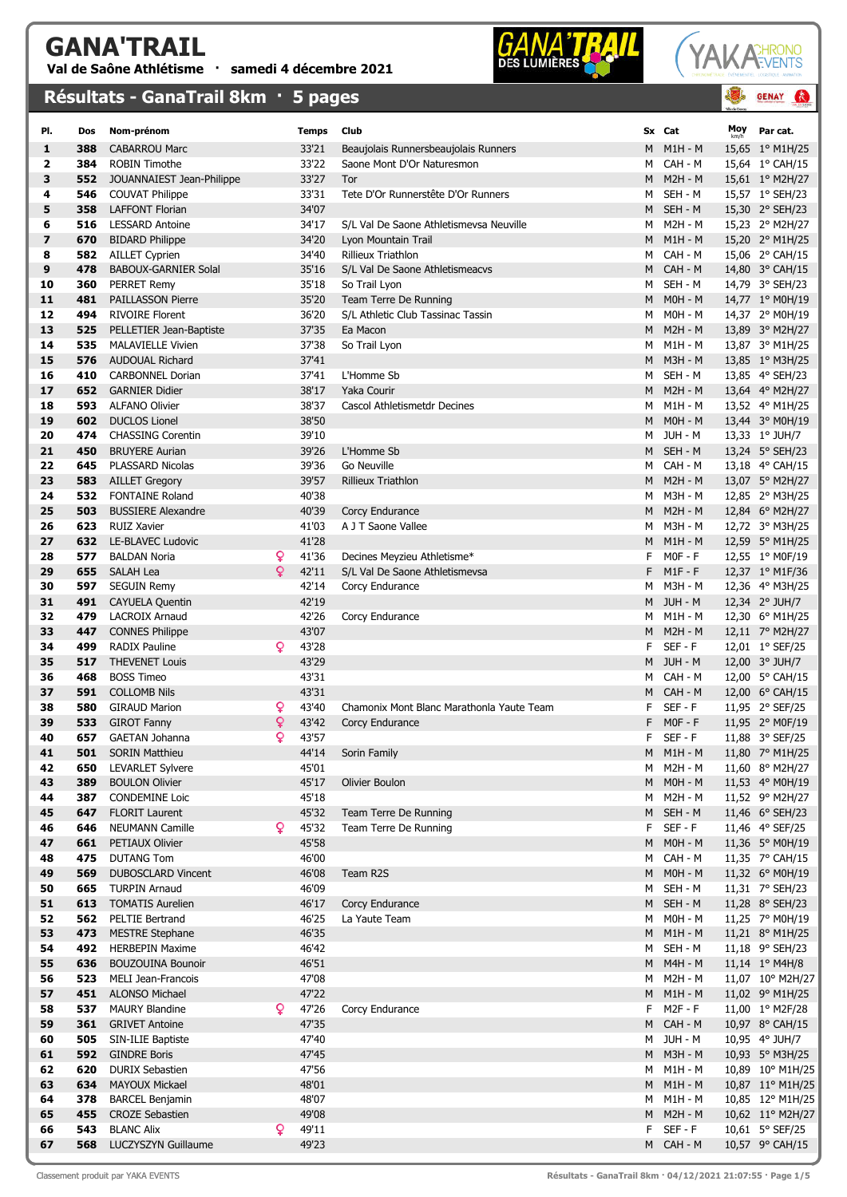# GANA'TRAIL

**Val de Saône Athlétisme · samedi 4 décembre 2021**

## Résultats - GanaTrail 8km · 5 pages

| Pl. | Dos | Nom-prénom | | Temps | Club | Sx | Cat | Moy km/h | Par cat. |
|---|---|---|---|---|---|---|---|---|---|
| 1 | 388 | CABARROU Marc | | 33'21 | Beaujolais Runnersbeaujolais Runners | M | M1H - M | 15,65 | 1° M1H/25 |
| 2 | 384 | ROBIN Timothe | | 33'22 | Saone Mont D'Or Naturesmon | M | CAH - M | 15,64 | 1° CAH/15 |
| 3 | 552 | JOUANNAIEST Jean-Philippe | | 33'27 | Tor | M | M2H - M | 15,61 | 1° M2H/27 |
| 4 | 546 | COUVAT Philippe | | 33'31 | Tete D'Or Runnerstête D'Or Runners | M | SEH - M | 15,57 | 1° SEH/23 |
| 5 | 358 | LAFFONT Florian | | 34'07 | | M | SEH - M | 15,30 | 2° SEH/23 |
| 6 | 516 | LESSARD Antoine | | 34'17 | S/L Val De Saone Athletismevsa Neuville | M | M2H - M | 15,23 | 2° M2H/27 |
| 7 | 670 | BIDARD Philippe | | 34'20 | Lyon Mountain Trail | M | M1H - M | 15,20 | 2° M1H/25 |
| 8 | 582 | AILLET Cyprien | | 34'40 | Rillieux Triathlon | M | CAH - M | 15,06 | 2° CAH/15 |
| 9 | 478 | BABOUX-GARNIER Solal | | 35'16 | S/L Val De Saone Athletismeacvs | M | CAH - M | 14,80 | 3° CAH/15 |
| 10 | 360 | PERRET Remy | | 35'18 | So Trail Lyon | M | SEH - M | 14,79 | 3° SEH/23 |
| 11 | 481 | PAILLASSON Pierre | | 35'20 | Team Terre De Running | M | M0H - M | 14,77 | 1° M0H/19 |
| 12 | 494 | RIVOIRE Florent | | 36'20 | S/L Athletic Club Tassinac Tassin | M | M0H - M | 14,37 | 2° M0H/19 |
| 13 | 525 | PELLETIER Jean-Baptiste | | 37'35 | Ea Macon | M | M2H - M | 13,89 | 3° M2H/27 |
| 14 | 535 | MALAVIELLE Vivien | | 37'38 | So Trail Lyon | M | M1H - M | 13,87 | 3° M1H/25 |
| 15 | 576 | AUDOUAL Richard | | 37'41 | | M | M3H - M | 13,85 | 1° M3H/25 |
| 16 | 410 | CARBONNEL Dorian | | 37'41 | L'Homme Sb | M | SEH - M | 13,85 | 4° SEH/23 |
| 17 | 652 | GARNIER Didier | | 38'17 | Yaka Courir | M | M2H - M | 13,64 | 4° M2H/27 |
| 18 | 593 | ALFANO Olivier | | 38'37 | Cascol Athletismetdr Decines | M | M1H - M | 13,52 | 4° M1H/25 |
| 19 | 602 | DUCLOS Lionel | | 38'50 | | M | M0H - M | 13,44 | 3° M0H/19 |
| 20 | 474 | CHASSING Corentin | | 39'10 | | M | JUH - M | 13,33 | 1° JUH/7 |
| 21 | 450 | BRUYERE Aurian | | 39'26 | L'Homme Sb | M | SEH - M | 13,24 | 5° SEH/23 |
| 22 | 645 | PLASSARD Nicolas | | 39'36 | Go Neuville | M | CAH - M | 13,18 | 4° CAH/15 |
| 23 | 583 | AILLET Gregory | | 39'57 | Rillieux Triathlon | M | M2H - M | 13,07 | 5° M2H/27 |
| 24 | 532 | FONTAINE Roland | | 40'38 | | M | M3H - M | 12,85 | 2° M3H/25 |
| 25 | 503 | BUSSIERE Alexandre | | 40'39 | Corcy Endurance | M | M2H - M | 12,84 | 6° M2H/27 |
| 26 | 623 | RUIZ Xavier | | 41'03 | A J T Saone Vallee | M | M3H - M | 12,72 | 3° M3H/25 |
| 27 | 632 | LE-BLAVEC Ludovic | | 41'28 | | M | M1H - M | 12,59 | 5° M1H/25 |
| 28 | 577 | BALDAN Noria | ♀ | 41'36 | Decines Meyzieu Athletisme* | F | M0F - F | 12,55 | 1° M0F/19 |
| 29 | 655 | SALAH Lea | ♀ | 42'11 | S/L Val De Saone Athletismevsa | F | M1F - F | 12,37 | 1° M1F/36 |
| 30 | 597 | SEGUIN Remy | | 42'14 | Corcy Endurance | M | M3H - M | 12,36 | 4° M3H/25 |
| 31 | 491 | CAYUELA Quentin | | 42'19 | | M | JUH - M | 12,34 | 2° JUH/7 |
| 32 | 479 | LACROIX Arnaud | | 42'26 | Corcy Endurance | M | M1H - M | 12,30 | 6° M1H/25 |
| 33 | 447 | CONNES Philippe | | 43'07 | | M | M2H - M | 12,11 | 7° M2H/27 |
| 34 | 499 | RADIX Pauline | ♀ | 43'28 | | F | SEF - F | 12,01 | 1° SEF/25 |
| 35 | 517 | THEVENET Louis | | 43'29 | | M | JUH - M | 12,00 | 3° JUH/7 |
| 36 | 468 | BOSS Timeo | | 43'31 | | M | CAH - M | 12,00 | 5° CAH/15 |
| 37 | 591 | COLLOMB Nils | | 43'31 | | M | CAH - M | 12,00 | 6° CAH/15 |
| 38 | 580 | GIRAUD Marion | ♀ | 43'40 | Chamonix Mont Blanc Marathonla Yaute Team | F | SEF - F | 11,95 | 2° SEF/25 |
| 39 | 533 | GIROT Fanny | ♀ | 43'42 | Corcy Endurance | F | M0F - F | 11,95 | 2° M0F/19 |
| 40 | 657 | GAETAN Johanna | ♀ | 43'57 | | F | SEF - F | 11,88 | 3° SEF/25 |
| 41 | 501 | SORIN Matthieu | | 44'14 | Sorin Family | M | M1H - M | 11,80 | 7° M1H/25 |
| 42 | 650 | LEVARLET Sylvere | | 45'01 | | M | M2H - M | 11,60 | 8° M2H/27 |
| 43 | 389 | BOULON Olivier | | 45'17 | Olivier Boulon | M | M0H - M | 11,53 | 4° M0H/19 |
| 44 | 387 | CONDEMINE Loic | | 45'18 | | M | M2H - M | 11,52 | 9° M2H/27 |
| 45 | 647 | FLORIT Laurent | | 45'32 | Team Terre De Running | M | SEH - M | 11,46 | 6° SEH/23 |
| 46 | 646 | NEUMANN Camille | ♀ | 45'32 | Team Terre De Running | F | SEF - F | 11,46 | 4° SEF/25 |
| 47 | 661 | PETIAUX Olivier | | 45'58 | | M | M0H - M | 11,36 | 5° M0H/19 |
| 48 | 475 | DUTANG Tom | | 46'00 | | M | CAH - M | 11,35 | 7° CAH/15 |
| 49 | 569 | DUBOSCLARD Vincent | | 46'08 | Team R2S | M | M0H - M | 11,32 | 6° M0H/19 |
| 50 | 665 | TURPIN Arnaud | | 46'09 | | M | SEH - M | 11,31 | 7° SEH/23 |
| 51 | 613 | TOMATIS Aurelien | | 46'17 | Corcy Endurance | M | SEH - M | 11,28 | 8° SEH/23 |
| 52 | 562 | PELTIE Bertrand | | 46'25 | La Yaute Team | M | M0H - M | 11,25 | 7° M0H/19 |
| 53 | 473 | MESTRE Stephane | | 46'35 | | M | M1H - M | 11,21 | 8° M1H/25 |
| 54 | 492 | HERBEPIN Maxime | | 46'42 | | M | SEH - M | 11,18 | 9° SEH/23 |
| 55 | 636 | BOUZOUINA Bounoir | | 46'51 | | M | M4H - M | 11,14 | 1° M4H/8 |
| 56 | 523 | MELI Jean-Francois | | 47'08 | | M | M2H - M | 11,07 | 10° M2H/27 |
| 57 | 451 | ALONSO Michael | | 47'22 | | M | M1H - M | 11,02 | 9° M1H/25 |
| 58 | 537 | MAURY Blandine | ♀ | 47'26 | Corcy Endurance | F | M2F - F | 11,00 | 1° M2F/28 |
| 59 | 361 | GRIVET Antoine | | 47'35 | | M | CAH - M | 10,97 | 8° CAH/15 |
| 60 | 505 | SIN-ILIE Baptiste | | 47'40 | | M | JUH - M | 10,95 | 4° JUH/7 |
| 61 | 592 | GINDRE Boris | | 47'45 | | M | M3H - M | 10,93 | 5° M3H/25 |
| 62 | 620 | DURIX Sebastien | | 47'56 | | M | M1H - M | 10,89 | 10° M1H/25 |
| 63 | 634 | MAYOUX Mickael | | 48'01 | | M | M1H - M | 10,87 | 11° M1H/25 |
| 64 | 378 | BARCEL Benjamin | | 48'07 | | M | M1H - M | 10,85 | 12° M1H/25 |
| 65 | 455 | CROZE Sebastien | | 49'08 | | M | M2H - M | 10,62 | 11° M2H/27 |
| 66 | 543 | BLANC Alix | ♀ | 49'11 | | F | SEF - F | 10,61 | 5° SEF/25 |
| 67 | 568 | LUCZYSZYN Guillaume | | 49'23 | | M | CAH - M | 10,57 | 9° CAH/15 |

Classement produit par YAKA EVENTS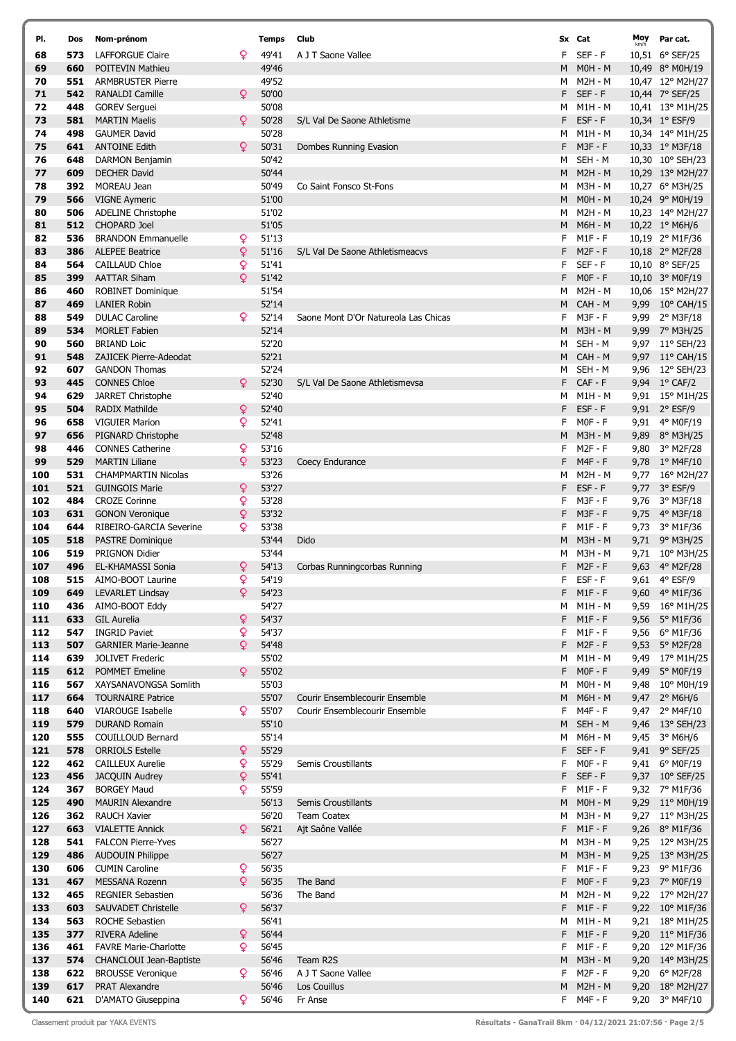| Pl. | Dos | Nom-prénom | | Temps | Club | Sx | Cat | Moy km/h | Par cat. |
|---|---|---|---|---|---|---|---|---|---|
| 68 | 573 | LAFFORGUE Claire | ♀ | 49'41 | A J T Saone Vallee | F | SEF - F | 10,51 | 6° SEF/25 |
| 69 | 660 | POITEVIN Mathieu | | 49'46 | | M | M0H - M | 10,49 | 8° M0H/19 |
| 70 | 551 | ARMBRUSTER Pierre | | 49'52 | | M | M2H - M | 10,47 | 12° M2H/27 |
| 71 | 542 | RANALDI Camille | ♀ | 50'00 | | F | SEF - F | 10,44 | 7° SEF/25 |
| 72 | 448 | GOREV Serguei | | 50'08 | | M | M1H - M | 10,41 | 13° M1H/25 |
| 73 | 581 | MARTIN Maelis | ♀ | 50'28 | S/L Val De Saone Athletisme | F | ESF - F | 10,34 | 1° ESF/9 |
| 74 | 498 | GAUMER David | | 50'28 | | M | M1H - M | 10,34 | 14° M1H/25 |
| 75 | 641 | ANTOINE Edith | ♀ | 50'31 | Dombes Running Evasion | F | M3F - F | 10,33 | 1° M3F/18 |
| 76 | 648 | DARMON Benjamin | | 50'42 | | M | SEH - M | 10,30 | 10° SEH/23 |
| 77 | 609 | DECHER David | | 50'44 | | M | M2H - M | 10,29 | 13° M2H/27 |
| 78 | 392 | MOREAU Jean | | 50'49 | Co Saint Fonsco St-Fons | M | M3H - M | 10,27 | 6° M3H/25 |
| 79 | 566 | VIGNE Aymeric | | 51'00 | | M | M0H - M | 10,24 | 9° M0H/19 |
| 80 | 506 | ADELINE Christophe | | 51'02 | | M | M2H - M | 10,23 | 14° M2H/27 |
| 81 | 512 | CHOPARD Joel | | 51'05 | | M | M6H - M | 10,22 | 1° M6H/6 |
| 82 | 536 | BRANDON Emmanuelle | ♀ | 51'13 | | F | M1F - F | 10,19 | 2° M1F/36 |
| 83 | 386 | ALEPEE Beatrice | ♀ | 51'16 | S/L Val De Saone Athletismeacvs | F | M2F - F | 10,18 | 2° M2F/28 |
| 84 | 564 | CAILLAUD Chloe | ♀ | 51'41 | | F | SEF - F | 10,10 | 8° SEF/25 |
| 85 | 399 | AATTAR Siham | ♀ | 51'42 | | F | M0F - F | 10,10 | 3° M0F/19 |
| 86 | 460 | ROBINET Dominique | | 51'54 | | M | M2H - M | 10,06 | 15° M2H/27 |
| 87 | 469 | LANIER Robin | | 52'14 | | M | CAH - M | 9,99 | 10° CAH/15 |
| 88 | 549 | DULAC Caroline | ♀ | 52'14 | Saone Mont D'Or Natureola Las Chicas | F | M3F - F | 9,99 | 2° M3F/18 |
| 89 | 534 | MORLET Fabien | | 52'14 | | M | M3H - M | 9,99 | 7° M3H/25 |
| 90 | 560 | BRIAND Loic | | 52'20 | | M | SEH - M | 9,97 | 11° SEH/23 |
| 91 | 548 | ZAJICEK Pierre-Adeodat | | 52'21 | | M | CAH - M | 9,97 | 11° CAH/15 |
| 92 | 607 | GANDON Thomas | | 52'24 | | M | SEH - M | 9,96 | 12° SEH/23 |
| 93 | 445 | CONNES Chloe | ♀ | 52'30 | S/L Val De Saone Athletismevsa | F | CAF - F | 9,94 | 1° CAF/2 |
| 94 | 629 | JARRET Christophe | | 52'40 | | M | M1H - M | 9,91 | 15° M1H/25 |
| 95 | 504 | RADIX Mathilde | ♀ | 52'40 | | F | ESF - F | 9,91 | 2° ESF/9 |
| 96 | 658 | VIGUIER Marion | ♀ | 52'41 | | F | M0F - F | 9,91 | 4° M0F/19 |
| 97 | 656 | PIGNARD Christophe | | 52'48 | | M | M3H - M | 9,89 | 8° M3H/25 |
| 98 | 446 | CONNES Catherine | ♀ | 53'16 | | F | M2F - F | 9,80 | 3° M2F/28 |
| 99 | 529 | MARTIN Liliane | ♀ | 53'23 | Coecy Endurance | F | M4F - F | 9,78 | 1° M4F/10 |
| 100 | 531 | CHAMPMARTIN Nicolas | | 53'26 | | M | M2H - M | 9,77 | 16° M2H/27 |
| 101 | 521 | GUINGOIS Marie | ♀ | 53'27 | | F | ESF - F | 9,77 | 3° ESF/9 |
| 102 | 484 | CROZE Corinne | ♀ | 53'28 | | F | M3F - F | 9,76 | 3° M3F/18 |
| 103 | 631 | GONON Veronique | ♀ | 53'32 | | F | M3F - F | 9,75 | 4° M3F/18 |
| 104 | 644 | RIBEIRO-GARCIA Severine | ♀ | 53'38 | | F | M1F - F | 9,73 | 3° M1F/36 |
| 105 | 518 | PASTRE Dominique | | 53'44 | Dido | M | M3H - M | 9,71 | 9° M3H/25 |
| 106 | 519 | PRIGNON Didier | | 53'44 | | M | M3H - M | 9,71 | 10° M3H/25 |
| 107 | 496 | EL-KHAMASSI Sonia | ♀ | 54'13 | Corbas Runningcorbas Running | F | M2F - F | 9,63 | 4° M2F/28 |
| 108 | 515 | AIMO-BOOT Laurine | ♀ | 54'19 | | F | ESF - F | 9,61 | 4° ESF/9 |
| 109 | 649 | LEVARLET Lindsay | ♀ | 54'23 | | F | M1F - F | 9,60 | 4° M1F/36 |
| 110 | 436 | AIMO-BOOT Eddy | | 54'27 | | M | M1H - M | 9,59 | 16° M1H/25 |
| 111 | 633 | GIL Aurelia | ♀ | 54'37 | | F | M1F - F | 9,56 | 5° M1F/36 |
| 112 | 547 | INGRID Paviet | ♀ | 54'37 | | F | M1F - F | 9,56 | 6° M1F/36 |
| 113 | 507 | GARNIER Marie-Jeanne | ♀ | 54'48 | | F | M2F - F | 9,53 | 5° M2F/28 |
| 114 | 639 | JOLIVET Frederic | | 55'02 | | M | M1H - M | 9,49 | 17° M1H/25 |
| 115 | 612 | POMMET Emeline | ♀ | 55'02 | | F | M0F - F | 9,49 | 5° M0F/19 |
| 116 | 567 | XAYSANAVONGSA Somlith | | 55'03 | | M | M0H - M | 9,48 | 10° M0H/19 |
| 117 | 664 | TOURNAIRE Patrice | | 55'07 | Courir Ensemblecourir Ensemble | M | M6H - M | 9,47 | 2° M6H/6 |
| 118 | 640 | VIAROUGE Isabelle | ♀ | 55'07 | Courir Ensemblecourir Ensemble | F | M4F - F | 9,47 | 2° M4F/10 |
| 119 | 579 | DURAND Romain | | 55'10 | | M | SEH - M | 9,46 | 13° SEH/23 |
| 120 | 555 | COUILLOUD Bernard | | 55'14 | | M | M6H - M | 9,45 | 3° M6H/6 |
| 121 | 578 | ORRIOLS Estelle | ♀ | 55'29 | | F | SEF - F | 9,41 | 9° SEF/25 |
| 122 | 462 | CAILLEUX Aurelie | ♀ | 55'29 | Semis Croustillants | F | M0F - F | 9,41 | 6° M0F/19 |
| 123 | 456 | JACQUIN Audrey | ♀ | 55'41 | | F | SEF - F | 9,37 | 10° SEF/25 |
| 124 | 367 | BORGEY Maud | ♀ | 55'59 | | F | M1F - F | 9,32 | 7° M1F/36 |
| 125 | 490 | MAURIN Alexandre | | 56'13 | Semis Croustillants | M | M0H - M | 9,29 | 11° M0H/19 |
| 126 | 362 | RAUCH Xavier | | 56'20 | Team Coatex | M | M3H - M | 9,27 | 11° M3H/25 |
| 127 | 663 | VIALETTE Annick | ♀ | 56'21 | Ajt Saône Vallée | F | M1F - F | 9,26 | 8° M1F/36 |
| 128 | 541 | FALCON Pierre-Yves | | 56'27 | | M | M3H - M | 9,25 | 12° M3H/25 |
| 129 | 486 | AUDOUIN Philippe | | 56'27 | | M | M3H - M | 9,25 | 13° M3H/25 |
| 130 | 606 | CUMIN Caroline | ♀ | 56'35 | | F | M1F - F | 9,23 | 9° M1F/36 |
| 131 | 467 | MESSANA Rozenn | ♀ | 56'35 | The Band | F | M0F - F | 9,23 | 7° M0F/19 |
| 132 | 465 | REGNIER Sebastien | | 56'36 | The Band | M | M2H - M | 9,22 | 17° M2H/27 |
| 133 | 603 | SAUVADET Christelle | ♀ | 56'37 | | F | M1F - F | 9,22 | 10° M1F/36 |
| 134 | 563 | ROCHE Sebastien | | 56'41 | | M | M1H - M | 9,21 | 18° M1H/25 |
| 135 | 377 | RIVERA Adeline | ♀ | 56'44 | | F | M1F - F | 9,20 | 11° M1F/36 |
| 136 | 461 | FAVRE Marie-Charlotte | ♀ | 56'45 | | F | M1F - F | 9,20 | 12° M1F/36 |
| 137 | 574 | CHANCLOUI Jean-Baptiste | | 56'46 | Team R2S | M | M3H - M | 9,20 | 14° M3H/25 |
| 138 | 622 | BROUSSE Veronique | ♀ | 56'46 | A J T Saone Vallee | F | M2F - F | 9,20 | 6° M2F/28 |
| 139 | 617 | PRAT Alexandre | | 56'46 | Los Couillus | M | M2H - M | 9,20 | 18° M2H/27 |
| 140 | 621 | D'AMATO Giuseppina | ♀ | 56'46 | Fr Anse | F | M4F - F | 9,20 | 3° M4F/10 |

Classement produit par YAKA EVENTS — Résultats - GanaTrail 8km · 04/12/2021 21:07:56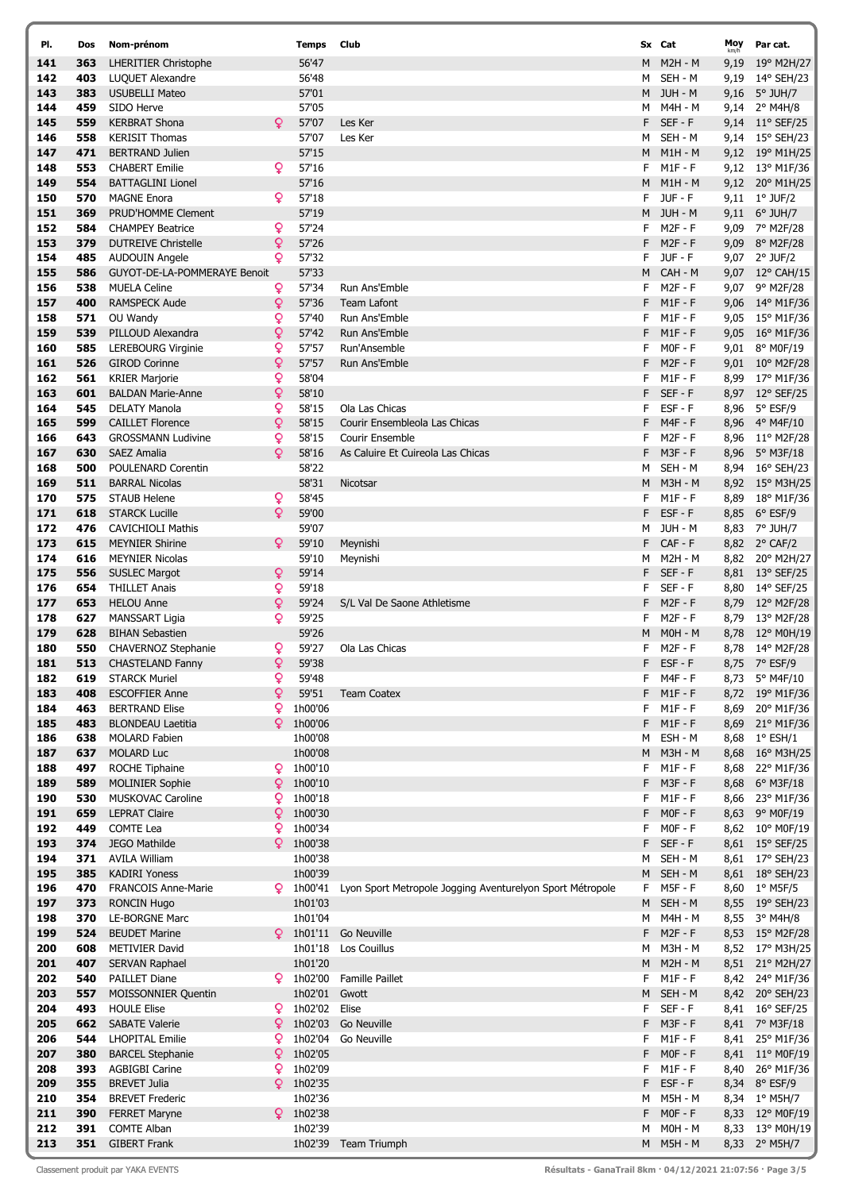| Pl. | Dos | Nom-prénom | | Temps | Club | Sx | Cat | Moy km/h | Par cat. |
|---|---|---|---|---|---|---|---|---|---|
| 141 | 363 | LHERITIER Christophe | | 56'47 | | M | M2H - M | 9,19 | 19° M2H/27 |
| 142 | 403 | LUQUET Alexandre | | 56'48 | | M | SEH - M | 9,19 | 14° SEH/23 |
| 143 | 383 | USUBELLI Mateo | | 57'01 | | M | JUH - M | 9,16 | 5° JUH/7 |
| 144 | 459 | SIDO Herve | | 57'05 | | M | M4H - M | 9,14 | 2° M4H/8 |
| 145 | 559 | KERBRAT Shona | ♀ | 57'07 | Les Ker | F | SEF - F | 9,14 | 11° SEF/25 |
| 146 | 558 | KERISIT Thomas | | 57'07 | Les Ker | M | SEH - M | 9,14 | 15° SEH/23 |
| 147 | 471 | BERTRAND Julien | | 57'15 | | M | M1H - M | 9,12 | 19° M1H/25 |
| 148 | 553 | CHABERT Emilie | ♀ | 57'16 | | F | M1F - F | 9,12 | 13° M1F/36 |
| 149 | 554 | BATTAGLINI Lionel | | 57'16 | | M | M1H - M | 9,12 | 20° M1H/25 |
| 150 | 570 | MAGNE Enora | ♀ | 57'18 | | F | JUF - F | 9,11 | 1° JUF/2 |
| 151 | 369 | PRUD'HOMME Clement | | 57'19 | | M | JUH - M | 9,11 | 6° JUH/7 |
| 152 | 584 | CHAMPEY Beatrice | ♀ | 57'24 | | F | M2F - F | 9,09 | 7° M2F/28 |
| 153 | 379 | DUTREIVE Christelle | ♀ | 57'26 | | F | M2F - F | 9,09 | 8° M2F/28 |
| 154 | 485 | AUDOUIN Angele | ♀ | 57'32 | | F | JUF - F | 9,07 | 2° JUF/2 |
| 155 | 586 | GUYOT-DE-LA-POMMERAYE Benoit | | 57'33 | | M | CAH - M | 9,07 | 12° CAH/15 |
| 156 | 538 | MUELA Celine | ♀ | 57'34 | Run Ans'Emble | F | M2F - F | 9,07 | 9° M2F/28 |
| 157 | 400 | RAMSPECK Aude | ♀ | 57'36 | Team Lafont | F | M1F - F | 9,06 | 14° M1F/36 |
| 158 | 571 | OU Wandy | ♀ | 57'40 | Run Ans'Emble | F | M1F - F | 9,05 | 15° M1F/36 |
| 159 | 539 | PILLOUD Alexandra | ♀ | 57'42 | Run Ans'Emble | F | M1F - F | 9,05 | 16° M1F/36 |
| 160 | 585 | LEREBOURG Virginie | ♀ | 57'57 | Run'Ansemble | F | M0F - F | 9,01 | 8° M0F/19 |
| 161 | 526 | GIROD Corinne | ♀ | 57'57 | Run Ans'Emble | F | M2F - F | 9,01 | 10° M2F/28 |
| 162 | 561 | KRIER Marjorie | ♀ | 58'04 | | F | M1F - F | 8,99 | 17° M1F/36 |
| 163 | 601 | BALDAN Marie-Anne | ♀ | 58'10 | | F | SEF - F | 8,97 | 12° SEF/25 |
| 164 | 545 | DELATY Manola | ♀ | 58'15 | Ola Las Chicas | F | ESF - F | 8,96 | 5° ESF/9 |
| 165 | 599 | CAILLET Florence | ♀ | 58'15 | Courir Ensembleola Las Chicas | F | M4F - F | 8,96 | 4° M4F/10 |
| 166 | 643 | GROSSMANN Ludivine | ♀ | 58'15 | Courir Ensemble | F | M2F - F | 8,96 | 11° M2F/28 |
| 167 | 630 | SAEZ Amalia | ♀ | 58'16 | As Caluire Et Cuireola Las Chicas | F | M3F - F | 8,96 | 5° M3F/18 |
| 168 | 500 | POULENARD Corentin | | 58'22 | | M | SEH - M | 8,94 | 16° SEH/23 |
| 169 | 511 | BARRAL Nicolas | | 58'31 | Nicotsar | M | M3H - M | 8,92 | 15° M3H/25 |
| 170 | 575 | STAUB Helene | ♀ | 58'45 | | F | M1F - F | 8,89 | 18° M1F/36 |
| 171 | 618 | STARCK Lucille | ♀ | 59'00 | | F | ESF - F | 8,85 | 6° ESF/9 |
| 172 | 476 | CAVICHIOLI Mathis | | 59'07 | | M | JUH - M | 8,83 | 7° JUH/7 |
| 173 | 615 | MEYNIER Shirine | ♀ | 59'10 | Meynishi | F | CAF - F | 8,82 | 2° CAF/2 |
| 174 | 616 | MEYNIER Nicolas | | 59'10 | Meynishi | M | M2H - M | 8,82 | 20° M2H/27 |
| 175 | 556 | SUSLEC Margot | ♀ | 59'14 | | F | SEF - F | 8,81 | 13° SEF/25 |
| 176 | 654 | THILLET Anais | ♀ | 59'18 | | F | SEF - F | 8,80 | 14° SEF/25 |
| 177 | 653 | HELOU Anne | ♀ | 59'24 | S/L Val De Saone Athletisme | F | M2F - F | 8,79 | 12° M2F/28 |
| 178 | 627 | MANSSART Ligia | ♀ | 59'25 | | F | M2F - F | 8,79 | 13° M2F/28 |
| 179 | 628 | BIHAN Sebastien | | 59'26 | | M | M0H - M | 8,78 | 12° M0H/19 |
| 180 | 550 | CHAVERNOZ Stephanie | ♀ | 59'27 | Ola Las Chicas | F | M2F - F | 8,78 | 14° M2F/28 |
| 181 | 513 | CHASTELAND Fanny | ♀ | 59'38 | | F | ESF - F | 8,75 | 7° ESF/9 |
| 182 | 619 | STARCK Muriel | ♀ | 59'48 | | F | M4F - F | 8,73 | 5° M4F/10 |
| 183 | 408 | ESCOFFIER Anne | ♀ | 59'51 | Team Coatex | F | M1F - F | 8,72 | 19° M1F/36 |
| 184 | 463 | BERTRAND Elise | ♀ | 1h00'06 | | F | M1F - F | 8,69 | 20° M1F/36 |
| 185 | 483 | BLONDEAU Laetitia | ♀ | 1h00'06 | | F | M1F - F | 8,69 | 21° M1F/36 |
| 186 | 638 | MOLARD Fabien | | 1h00'08 | | M | ESH - M | 8,68 | 1° ESH/1 |
| 187 | 637 | MOLARD Luc | | 1h00'08 | | M | M3H - M | 8,68 | 16° M3H/25 |
| 188 | 497 | ROCHE Tiphaine | ♀ | 1h00'10 | | F | M1F - F | 8,68 | 22° M1F/36 |
| 189 | 589 | MOLINIER Sophie | ♀ | 1h00'10 | | F | M3F - F | 8,68 | 6° M3F/18 |
| 190 | 530 | MUSKOVAC Caroline | ♀ | 1h00'18 | | F | M1F - F | 8,66 | 23° M1F/36 |
| 191 | 659 | LEPRAT Claire | ♀ | 1h00'30 | | F | M0F - F | 8,63 | 9° M0F/19 |
| 192 | 449 | COMTE Lea | ♀ | 1h00'34 | | F | M0F - F | 8,62 | 10° M0F/19 |
| 193 | 374 | JEGO Mathilde | ♀ | 1h00'38 | | F | SEF - F | 8,61 | 15° SEF/25 |
| 194 | 371 | AVILA William | | 1h00'38 | | M | SEH - M | 8,61 | 17° SEH/23 |
| 195 | 385 | KADIRI Yoness | | 1h00'39 | | M | SEH - M | 8,61 | 18° SEH/23 |
| 196 | 470 | FRANCOIS Anne-Marie | ♀ | 1h00'41 | Lyon Sport Metropole Jogging Aventurelyon Sport Métropole | F | M5F - F | 8,60 | 1° M5F/5 |
| 197 | 373 | RONCIN Hugo | | 1h01'03 | | M | SEH - M | 8,55 | 19° SEH/23 |
| 198 | 370 | LE-BORGNE Marc | | 1h01'04 | | M | M4H - M | 8,55 | 3° M4H/8 |
| 199 | 524 | BEUDET Marine | ♀ | 1h01'11 | Go Neuville | F | M2F - F | 8,53 | 15° M2F/28 |
| 200 | 608 | METIVIER David | | 1h01'18 | Los Couillus | M | M3H - M | 8,52 | 17° M3H/25 |
| 201 | 407 | SERVAN Raphael | | 1h01'20 | | M | M2H - M | 8,51 | 21° M2H/27 |
| 202 | 540 | PAILLET Diane | ♀ | 1h02'00 | Famille Paillet | F | M1F - F | 8,42 | 24° M1F/36 |
| 203 | 557 | MOISSONNIER Quentin | | 1h02'01 | Gwott | M | SEH - M | 8,42 | 20° SEH/23 |
| 204 | 493 | HOULE Elise | ♀ | 1h02'02 | Elise | F | SEF - F | 8,41 | 16° SEF/25 |
| 205 | 662 | SABATE Valerie | ♀ | 1h02'03 | Go Neuville | F | M3F - F | 8,41 | 7° M3F/18 |
| 206 | 544 | LHOPITAL Emilie | ♀ | 1h02'04 | Go Neuville | F | M1F - F | 8,41 | 25° M1F/36 |
| 207 | 380 | BARCEL Stephanie | ♀ | 1h02'05 | | F | M0F - F | 8,41 | 11° M0F/19 |
| 208 | 393 | AGBIGBI Carine | ♀ | 1h02'09 | | F | M1F - F | 8,40 | 26° M1F/36 |
| 209 | 355 | BREVET Julia | ♀ | 1h02'35 | | F | ESF - F | 8,34 | 8° ESF/9 |
| 210 | 354 | BREVET Frederic | | 1h02'36 | | M | M5H - M | 8,34 | 1° M5H/7 |
| 211 | 390 | FERRET Maryne | ♀ | 1h02'38 | | F | M0F - F | 8,33 | 12° M0F/19 |
| 212 | 391 | COMTE Alban | | 1h02'39 | | M | M0H - M | 8,33 | 13° M0H/19 |
| 213 | 351 | GIBERT Frank | | 1h02'39 | Team Triumph | M | M5H - M | 8,33 | 2° M5H/7 |

Classement produit par YAKA EVENTS

Résultats - GanaTrail 8km · 04/12/2021 21:07:56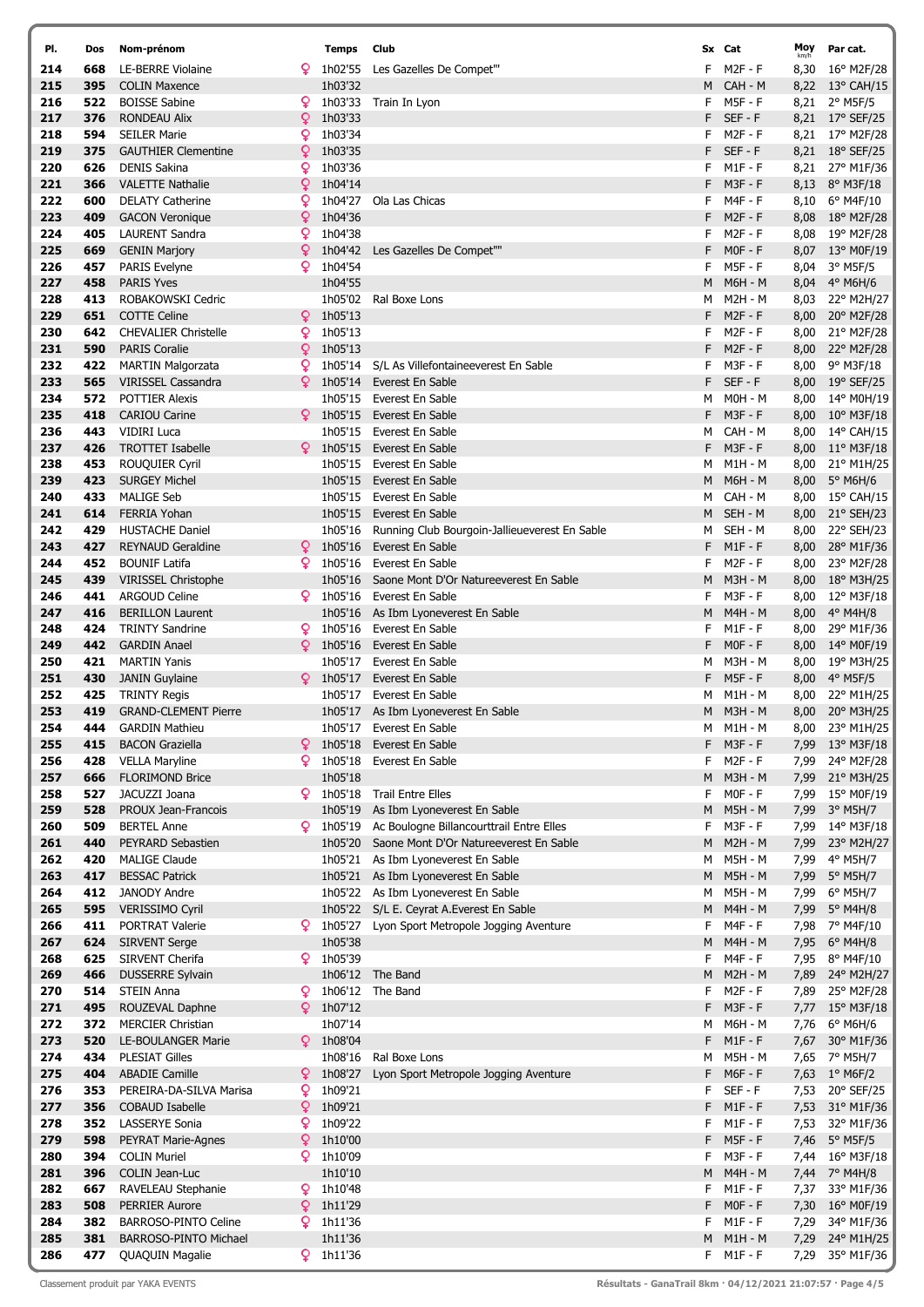| Pl. | Dos | Nom-prénom | | Temps | Club | Sx | Cat | Moy km/h | Par cat. |
|---|---|---|---|---|---|---|---|---|---|
| 214 | 668 | LE-BERRE Violaine | ♀ | 1h02'55 | Les Gazelles De Compet"" | F | M2F - F | 8,30 | 16° M2F/28 |
| 215 | 395 | COLIN Maxence | | 1h03'32 | | M | CAH - M | 8,22 | 13° CAH/15 |
| 216 | 522 | BOISSE Sabine | ♀ | 1h03'33 | Train In Lyon | F | M5F - F | 8,21 | 2° M5F/5 |
| 217 | 376 | RONDEAU Alix | ♀ | 1h03'33 | | F | SEF - F | 8,21 | 17° SEF/25 |
| 218 | 594 | SEILER Marie | ♀ | 1h03'34 | | F | M2F - F | 8,21 | 17° M2F/28 |
| 219 | 375 | GAUTHIER Clementine | ♀ | 1h03'35 | | F | SEF - F | 8,21 | 18° SEF/25 |
| 220 | 626 | DENIS Sakina | ♀ | 1h03'36 | | F | M1F - F | 8,21 | 27° M1F/36 |
| 221 | 366 | VALETTE Nathalie | ♀ | 1h04'14 | | F | M3F - F | 8,13 | 8° M3F/18 |
| 222 | 600 | DELATY Catherine | ♀ | 1h04'27 | Ola Las Chicas | F | M4F - F | 8,10 | 6° M4F/10 |
| 223 | 409 | GACON Veronique | ♀ | 1h04'36 | | F | M2F - F | 8,08 | 18° M2F/28 |
| 224 | 405 | LAURENT Sandra | ♀ | 1h04'38 | | F | M2F - F | 8,08 | 19° M2F/28 |
| 225 | 669 | GENIN Marjory | ♀ | 1h04'42 | Les Gazelles De Compet"" | F | M0F - F | 8,07 | 13° M0F/19 |
| 226 | 457 | PARIS Evelyne | ♀ | 1h04'54 | | F | M5F - F | 8,04 | 3° M5F/5 |
| 227 | 458 | PARIS Yves | | 1h04'55 | | M | M6H - M | 8,04 | 4° M6H/6 |
| 228 | 413 | ROBAKOWSKI Cedric | | 1h05'02 | Ral Boxe Lons | M | M2H - M | 8,03 | 22° M2H/27 |
| 229 | 651 | COTTE Celine | ♀ | 1h05'13 | | F | M2F - F | 8,00 | 20° M2F/28 |
| 230 | 642 | CHEVALIER Christelle | ♀ | 1h05'13 | | F | M2F - F | 8,00 | 21° M2F/28 |
| 231 | 590 | PARIS Coralie | ♀ | 1h05'13 | | F | M2F - F | 8,00 | 22° M2F/28 |
| 232 | 422 | MARTIN Malgorzata | ♀ | 1h05'14 | S/L As Villefontaineeverest En Sable | F | M3F - F | 8,00 | 9° M3F/18 |
| 233 | 565 | VIRISSEL Cassandra | ♀ | 1h05'14 | Everest En Sable | F | SEF - F | 8,00 | 19° SEF/25 |
| 234 | 572 | POTTIER Alexis | | 1h05'15 | Everest En Sable | M | M0H - M | 8,00 | 14° M0H/19 |
| 235 | 418 | CARIOU Carine | ♀ | 1h05'15 | Everest En Sable | F | M3F - F | 8,00 | 10° M3F/18 |
| 236 | 443 | VIDIRI Luca | | 1h05'15 | Everest En Sable | M | CAH - M | 8,00 | 14° CAH/15 |
| 237 | 426 | TROTTET Isabelle | ♀ | 1h05'15 | Everest En Sable | F | M3F - F | 8,00 | 11° M3F/18 |
| 238 | 453 | ROUQUIER Cyril | | 1h05'15 | Everest En Sable | M | M1H - M | 8,00 | 21° M1H/25 |
| 239 | 423 | SURGEY Michel | | 1h05'15 | Everest En Sable | M | M6H - M | 8,00 | 5° M6H/6 |
| 240 | 433 | MALIGE Seb | | 1h05'15 | Everest En Sable | M | CAH - M | 8,00 | 15° CAH/15 |
| 241 | 614 | FERRIA Yohan | | 1h05'15 | Everest En Sable | M | SEH - M | 8,00 | 21° SEH/23 |
| 242 | 429 | HUSTACHE Daniel | | 1h05'16 | Running Club Bourgoin-Jallieueverest En Sable | M | SEH - M | 8,00 | 22° SEH/23 |
| 243 | 427 | REYNAUD Geraldine | ♀ | 1h05'16 | Everest En Sable | F | M1F - F | 8,00 | 28° M1F/36 |
| 244 | 452 | BOUNIF Latifa | ♀ | 1h05'16 | Everest En Sable | F | M2F - F | 8,00 | 23° M2F/28 |
| 245 | 439 | VIRISSEL Christophe | | 1h05'16 | Saone Mont D'Or Natureeverest En Sable | M | M3H - M | 8,00 | 18° M3H/25 |
| 246 | 441 | ARGOUD Celine | ♀ | 1h05'16 | Everest En Sable | F | M3F - F | 8,00 | 12° M3F/18 |
| 247 | 416 | BERILLON Laurent | | 1h05'16 | As Ibm Lyoneverest En Sable | M | M4H - M | 8,00 | 4° M4H/8 |
| 248 | 424 | TRINTY Sandrine | ♀ | 1h05'16 | Everest En Sable | F | M1F - F | 8,00 | 29° M1F/36 |
| 249 | 442 | GARDIN Anael | ♀ | 1h05'16 | Everest En Sable | F | M0F - F | 8,00 | 14° M0F/19 |
| 250 | 421 | MARTIN Yanis | | 1h05'17 | Everest En Sable | M | M3H - M | 8,00 | 19° M3H/25 |
| 251 | 430 | JANIN Guylaine | ♀ | 1h05'17 | Everest En Sable | F | M5F - F | 8,00 | 4° M5F/5 |
| 252 | 425 | TRINTY Regis | | 1h05'17 | Everest En Sable | M | M1H - M | 8,00 | 22° M1H/25 |
| 253 | 419 | GRAND-CLEMENT Pierre | | 1h05'17 | As Ibm Lyoneverest En Sable | M | M3H - M | 8,00 | 20° M3H/25 |
| 254 | 444 | GARDIN Mathieu | | 1h05'17 | Everest En Sable | M | M1H - M | 8,00 | 23° M1H/25 |
| 255 | 415 | BACON Graziella | ♀ | 1h05'18 | Everest En Sable | F | M3F - F | 7,99 | 13° M3F/18 |
| 256 | 428 | VELLA Maryline | ♀ | 1h05'18 | Everest En Sable | F | M2F - F | 7,99 | 24° M2F/28 |
| 257 | 666 | FLORIMOND Brice | | 1h05'18 | | M | M3H - M | 7,99 | 21° M3H/25 |
| 258 | 527 | JACUZZI Joana | ♀ | 1h05'18 | Trail Entre Elles | F | M0F - F | 7,99 | 15° M0F/19 |
| 259 | 528 | PROUX Jean-Francois | | 1h05'19 | As Ibm Lyoneverest En Sable | M | M5H - M | 7,99 | 3° M5H/7 |
| 260 | 509 | BERTEL Anne | ♀ | 1h05'19 | Ac Boulogne Billancourttrail Entre Elles | F | M3F - F | 7,99 | 14° M3F/18 |
| 261 | 440 | PEYRARD Sebastien | | 1h05'20 | Saone Mont D'Or Natureeverest En Sable | M | M2H - M | 7,99 | 23° M2H/27 |
| 262 | 420 | MALIGE Claude | | 1h05'21 | As Ibm Lyoneverest En Sable | M | M5H - M | 7,99 | 4° M5H/7 |
| 263 | 417 | BESSAC Patrick | | 1h05'21 | As Ibm Lyoneverest En Sable | M | M5H - M | 7,99 | 5° M5H/7 |
| 264 | 412 | JANODY Andre | | 1h05'22 | As Ibm Lyoneverest En Sable | M | M5H - M | 7,99 | 6° M5H/7 |
| 265 | 595 | VERISSIMO Cyril | | 1h05'22 | S/L E. Ceyrat A.Everest En Sable | M | M4H - M | 7,99 | 5° M4H/8 |
| 266 | 411 | PORTRAT Valerie | ♀ | 1h05'27 | Lyon Sport Metropole Jogging Aventure | F | M4F - F | 7,98 | 7° M4F/10 |
| 267 | 624 | SIRVENT Serge | | 1h05'38 | | M | M4H - M | 7,95 | 6° M4H/8 |
| 268 | 625 | SIRVENT Cherifa | ♀ | 1h05'39 | | F | M4F - F | 7,95 | 8° M4F/10 |
| 269 | 466 | DUSSERRE Sylvain | | 1h06'12 | The Band | M | M2H - M | 7,89 | 24° M2H/27 |
| 270 | 514 | STEIN Anna | ♀ | 1h06'12 | The Band | F | M2F - F | 7,89 | 25° M2F/28 |
| 271 | 495 | ROUZEVAL Daphne | ♀ | 1h07'12 | | F | M3F - F | 7,77 | 15° M3F/18 |
| 272 | 372 | MERCIER Christian | | 1h07'14 | | M | M6H - M | 7,76 | 6° M6H/6 |
| 273 | 520 | LE-BOULANGER Marie | ♀ | 1h08'04 | | F | M1F - F | 7,67 | 30° M1F/36 |
| 274 | 434 | PLESIAT Gilles | | 1h08'16 | Ral Boxe Lons | M | M5H - M | 7,65 | 7° M5H/7 |
| 275 | 404 | ABADIE Camille | ♀ | 1h08'27 | Lyon Sport Metropole Jogging Aventure | F | M6F - F | 7,63 | 1° M6F/2 |
| 276 | 353 | PEREIRA-DA-SILVA Marisa | ♀ | 1h09'21 | | F | SEF - F | 7,53 | 20° SEF/25 |
| 277 | 356 | COBAUD Isabelle | ♀ | 1h09'21 | | F | M1F - F | 7,53 | 31° M1F/36 |
| 278 | 352 | LASSERYE Sonia | ♀ | 1h09'22 | | F | M1F - F | 7,53 | 32° M1F/36 |
| 279 | 598 | PEYRAT Marie-Agnes | ♀ | 1h10'00 | | F | M5F - F | 7,46 | 5° M5F/5 |
| 280 | 394 | COLIN Muriel | ♀ | 1h10'09 | | F | M3F - F | 7,44 | 16° M3F/18 |
| 281 | 396 | COLIN Jean-Luc | | 1h10'10 | | M | M4H - M | 7,44 | 7° M4H/8 |
| 282 | 667 | RAVELEAU Stephanie | ♀ | 1h10'48 | | F | M1F - F | 7,37 | 33° M1F/36 |
| 283 | 508 | PERRIER Aurore | ♀ | 1h11'29 | | F | M0F - F | 7,30 | 16° M0F/19 |
| 284 | 382 | BARROSO-PINTO Celine | ♀ | 1h11'36 | | F | M1F - F | 7,29 | 34° M1F/36 |
| 285 | 381 | BARROSO-PINTO Michael | | 1h11'36 | | M | M1H - M | 7,29 | 24° M1H/25 |
| 286 | 477 | QUAQUIN Magalie | ♀ | 1h11'36 | | F | M1F - F | 7,29 | 35° M1F/36 |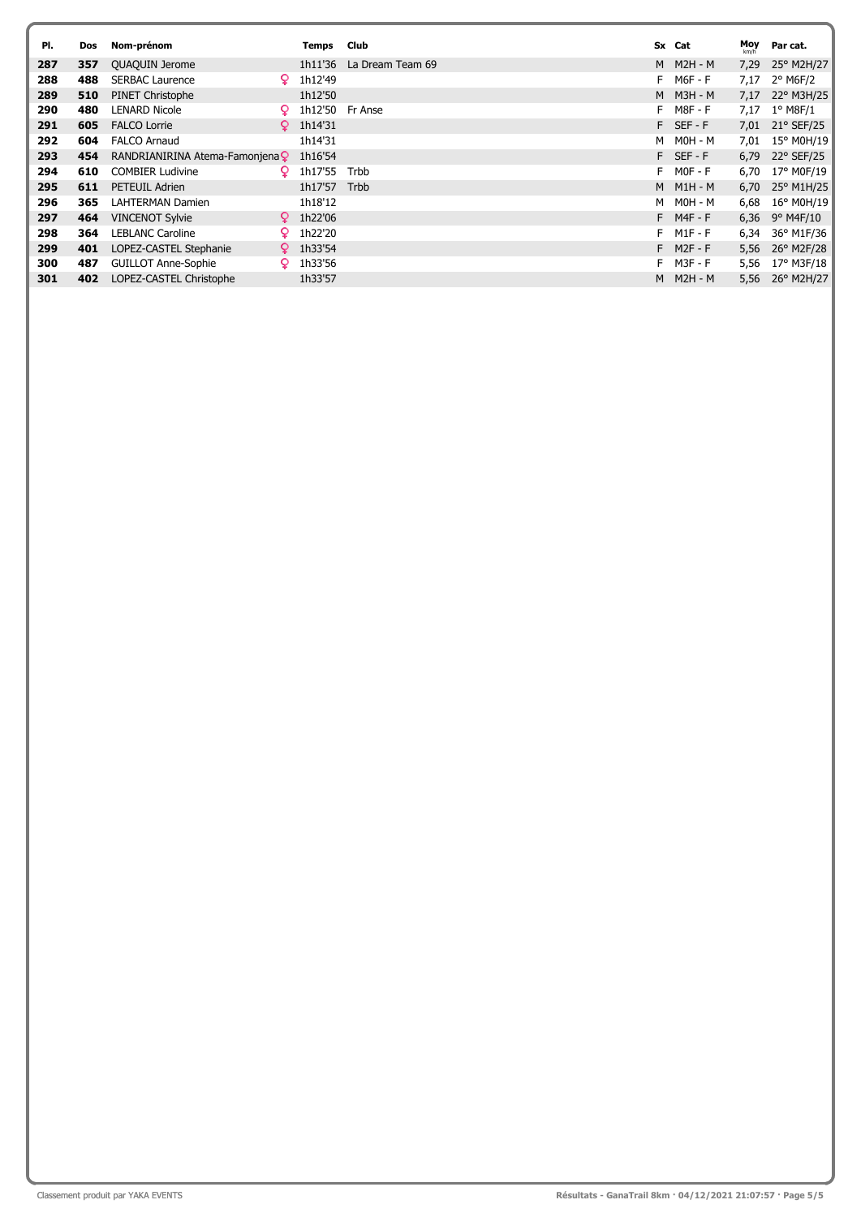| Pl. | Dos | Nom-prénom | | Temps | Club | Sx | Cat | Moy km/h | Par cat. |
|---|---|---|---|---|---|---|---|---|---|
| 287 | 357 | QUAQUIN Jerome | | 1h11'36 | La Dream Team 69 | M | M2H - M | 7,29 | 25° M2H/27 |
| 288 | 488 | SERBAC Laurence | ♀ | 1h12'49 | | F | M6F - F | 7,17 | 2° M6F/2 |
| 289 | 510 | PINET Christophe | | 1h12'50 | | M | M3H - M | 7,17 | 22° M3H/25 |
| 290 | 480 | LENARD Nicole | ♀ | 1h12'50 | Fr Anse | F | M8F - F | 7,17 | 1° M8F/1 |
| 291 | 605 | FALCO Lorrie | ♀ | 1h14'31 | | F | SEF - F | 7,01 | 21° SEF/25 |
| 292 | 604 | FALCO Arnaud | | 1h14'31 | | M | M0H - M | 7,01 | 15° M0H/19 |
| 293 | 454 | RANDRIANIRINA Atema-Famonjena | ♀ | 1h16'54 | | F | SEF - F | 6,79 | 22° SEF/25 |
| 294 | 610 | COMBIER Ludivine | ♀ | 1h17'55 | Trbb | F | M0F - F | 6,70 | 17° M0F/19 |
| 295 | 611 | PETEUIL Adrien | | 1h17'57 | Trbb | M | M1H - M | 6,70 | 25° M1H/25 |
| 296 | 365 | LAHTERMAN Damien | | 1h18'12 | | M | M0H - M | 6,68 | 16° M0H/19 |
| 297 | 464 | VINCENOT Sylvie | ♀ | 1h22'06 | | F | M4F - F | 6,36 | 9° M4F/10 |
| 298 | 364 | LEBLANC Caroline | ♀ | 1h22'20 | | F | M1F - F | 6,34 | 36° M1F/36 |
| 299 | 401 | LOPEZ-CASTEL Stephanie | ♀ | 1h33'54 | | F | M2F - F | 5,56 | 26° M2F/28 |
| 300 | 487 | GUILLOT Anne-Sophie | ♀ | 1h33'56 | | F | M3F - F | 5,56 | 17° M3F/18 |
| 301 | 402 | LOPEZ-CASTEL Christophe | | 1h33'57 | | M | M2H - M | 5,56 | 26° M2H/27 |

Classement produit par YAKA EVENTS

Résultats - GanaTrail 8km · 04/12/2021 21:07:57